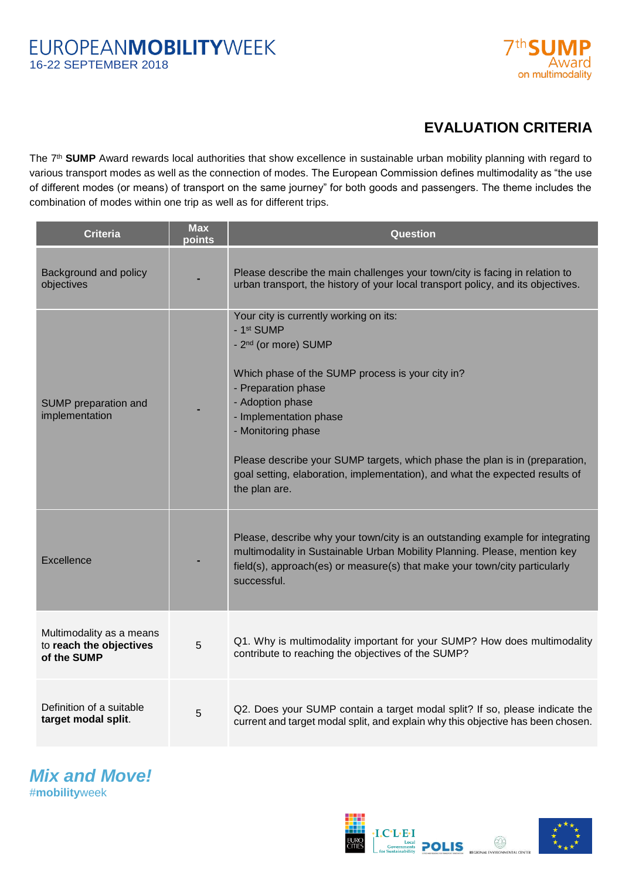EUROPEAN**MOBILITY**WEEK
16-22 SEPTEMBER 2018

7th **SUMP** Award on multimodality

## EVALUATION CRITERIA

The 7th **SUMP** Award rewards local authorities that show excellence in sustainable urban mobility planning with regard to various transport modes as well as the connection of modes. The European Commission defines multimodality as "the use of different modes (or means) of transport on the same journey" for both goods and passengers. The theme includes the combination of modes within one trip as well as for different trips.

| Criteria | Max points | Question |
|---|---|---|
| Background and policy objectives | - | Please describe the main challenges your town/city is facing in relation to urban transport, the history of your local transport policy, and its objectives. |
| SUMP preparation and implementation | - | Your city is currently working on its:<br>- 1st SUMP<br>- 2nd (or more) SUMP<br><br>Which phase of the SUMP process is your city in?<br>- Preparation phase<br>- Adoption phase<br>- Implementation phase<br>- Monitoring phase<br><br>Please describe your SUMP targets, which phase the plan is in (preparation, goal setting, elaboration, implementation), and what the expected results of the plan are. |
| Excellence | - | Please, describe why your town/city is an outstanding example for integrating multimodality in Sustainable Urban Mobility Planning. Please, mention key field(s), approach(es) or measure(s) that make your town/city particularly successful. |
| Multimodality as a means to **reach the objectives of the SUMP** | 5 | Q1. Why is multimodality important for your SUMP? How does multimodality contribute to reaching the objectives of the SUMP? |
| Definition of a suitable **target modal split**. | 5 | Q2. Does your SUMP contain a target modal split? If so, please indicate the current and target modal split, and explain why this objective has been chosen. |

***Mix and Move!***
#**mobility**week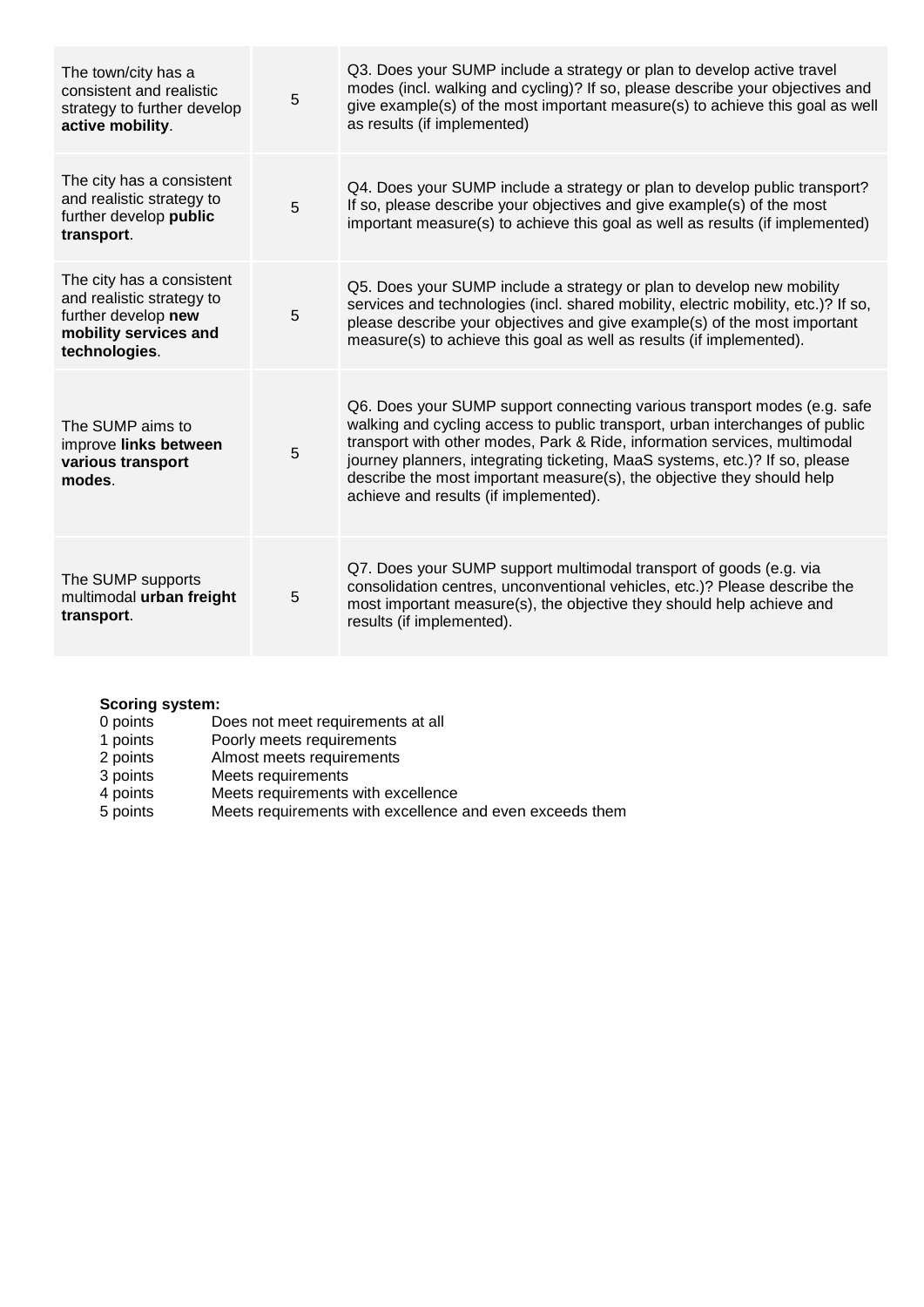| | | |
|---|---|---|
| The town/city has a consistent and realistic strategy to further develop **active mobility**. | 5 | Q3. Does your SUMP include a strategy or plan to develop active travel modes (incl. walking and cycling)? If so, please describe your objectives and give example(s) of the most important measure(s) to achieve this goal as well as results (if implemented) |
| The city has a consistent and realistic strategy to further develop **public transport**. | 5 | Q4. Does your SUMP include a strategy or plan to develop public transport? If so, please describe your objectives and give example(s) of the most important measure(s) to achieve this goal as well as results (if implemented) |
| The city has a consistent and realistic strategy to further develop **new mobility services and technologies**. | 5 | Q5. Does your SUMP include a strategy or plan to develop new mobility services and technologies (incl. shared mobility, electric mobility, etc.)? If so, please describe your objectives and give example(s) of the most important measure(s) to achieve this goal as well as results (if implemented). |
| The SUMP aims to improve **links between various transport modes**. | 5 | Q6. Does your SUMP support connecting various transport modes (e.g. safe walking and cycling access to public transport, urban interchanges of public transport with other modes, Park & Ride, information services, multimodal journey planners, integrating ticketing, MaaS systems, etc.)? If so, please describe the most important measure(s), the objective they should help achieve and results (if implemented). |
| The SUMP supports multimodal **urban freight transport**. | 5 | Q7. Does your SUMP support multimodal transport of goods (e.g. via consolidation centres, unconventional vehicles, etc.)? Please describe the most important measure(s), the objective they should help achieve and results (if implemented). |

**Scoring system:**

| | |
|---|---|
| 0 points | Does not meet requirements at all |
| 1 points | Poorly meets requirements |
| 2 points | Almost meets requirements |
| 3 points | Meets requirements |
| 4 points | Meets requirements with excellence |
| 5 points | Meets requirements with excellence and even exceeds them |